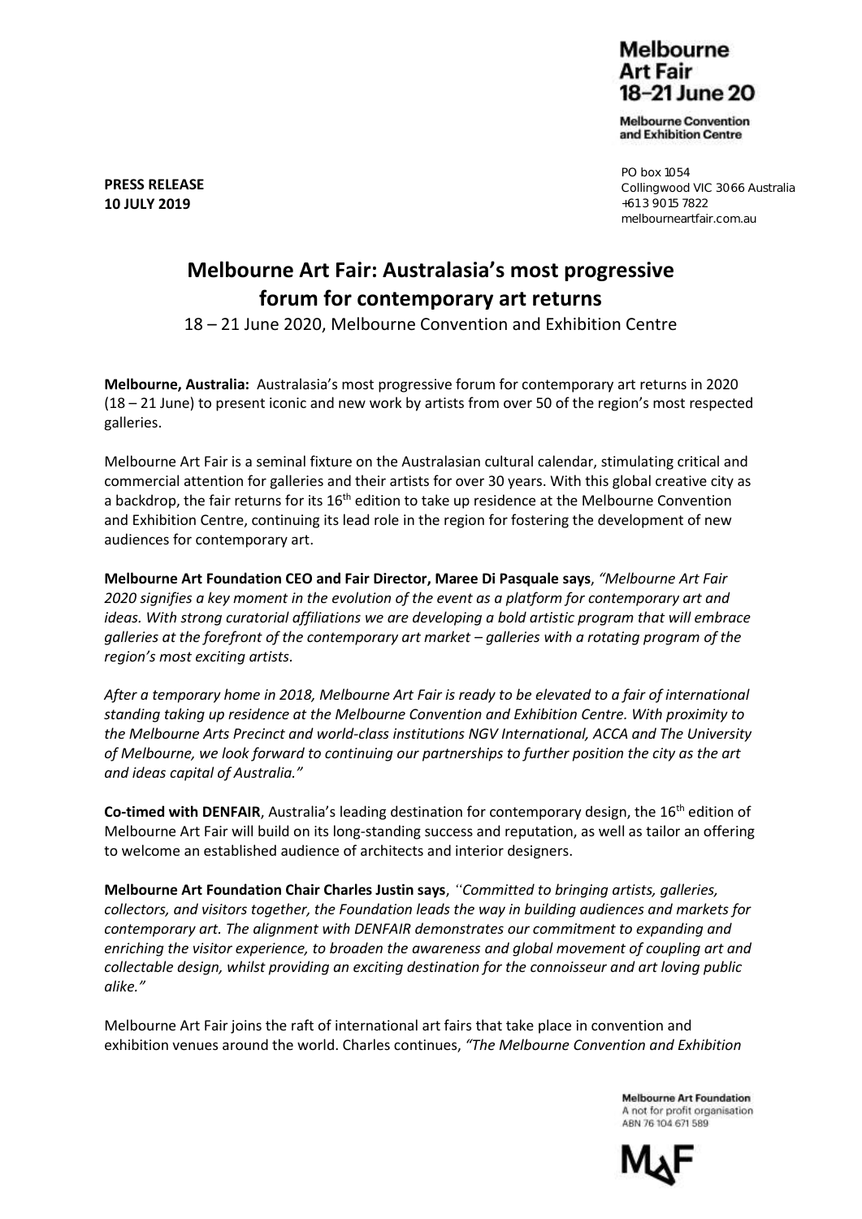Melbourne Art Fair
18–21 June 20

Melbourne Convention and Exhibition Centre

PO box 1054
Collingwood VIC 3066 Australia
+613 9015 7822
melbourneartfair.com.au

**PRESS RELEASE**
**10 JULY 2019**

# Melbourne Art Fair: Australasia's most progressive forum for contemporary art returns

18 – 21 June 2020, Melbourne Convention and Exhibition Centre

**Melbourne, Australia:** Australasia's most progressive forum for contemporary art returns in 2020 (18 – 21 June) to present iconic and new work by artists from over 50 of the region's most respected galleries.

Melbourne Art Fair is a seminal fixture on the Australasian cultural calendar, stimulating critical and commercial attention for galleries and their artists for over 30 years. With this global creative city as a backdrop, the fair returns for its 16th edition to take up residence at the Melbourne Convention and Exhibition Centre, continuing its lead role in the region for fostering the development of new audiences for contemporary art.

**Melbourne Art Foundation CEO and Fair Director, Maree Di Pasquale says**, *"Melbourne Art Fair 2020 signifies a key moment in the evolution of the event as a platform for contemporary art and ideas. With strong curatorial affiliations we are developing a bold artistic program that will embrace galleries at the forefront of the contemporary art market – galleries with a rotating program of the region's most exciting artists.*

*After a temporary home in 2018, Melbourne Art Fair is ready to be elevated to a fair of international standing taking up residence at the Melbourne Convention and Exhibition Centre. With proximity to the Melbourne Arts Precinct and world-class institutions NGV International, ACCA and The University of Melbourne, we look forward to continuing our partnerships to further position the city as the art and ideas capital of Australia."*

**Co-timed with DENFAIR**, Australia's leading destination for contemporary design, the 16th edition of Melbourne Art Fair will build on its long-standing success and reputation, as well as tailor an offering to welcome an established audience of architects and interior designers.

**Melbourne Art Foundation Chair Charles Justin says**, *''Committed to bringing artists, galleries, collectors, and visitors together, the Foundation leads the way in building audiences and markets for contemporary art. The alignment with DENFAIR demonstrates our commitment to expanding and enriching the visitor experience, to broaden the awareness and global movement of coupling art and collectable design, whilst providing an exciting destination for the connoisseur and art loving public alike."*

Melbourne Art Fair joins the raft of international art fairs that take place in convention and exhibition venues around the world. Charles continues, *"The Melbourne Convention and Exhibition*

Melbourne Art Foundation
A not for profit organisation
ABN 76 104 671 589

MAF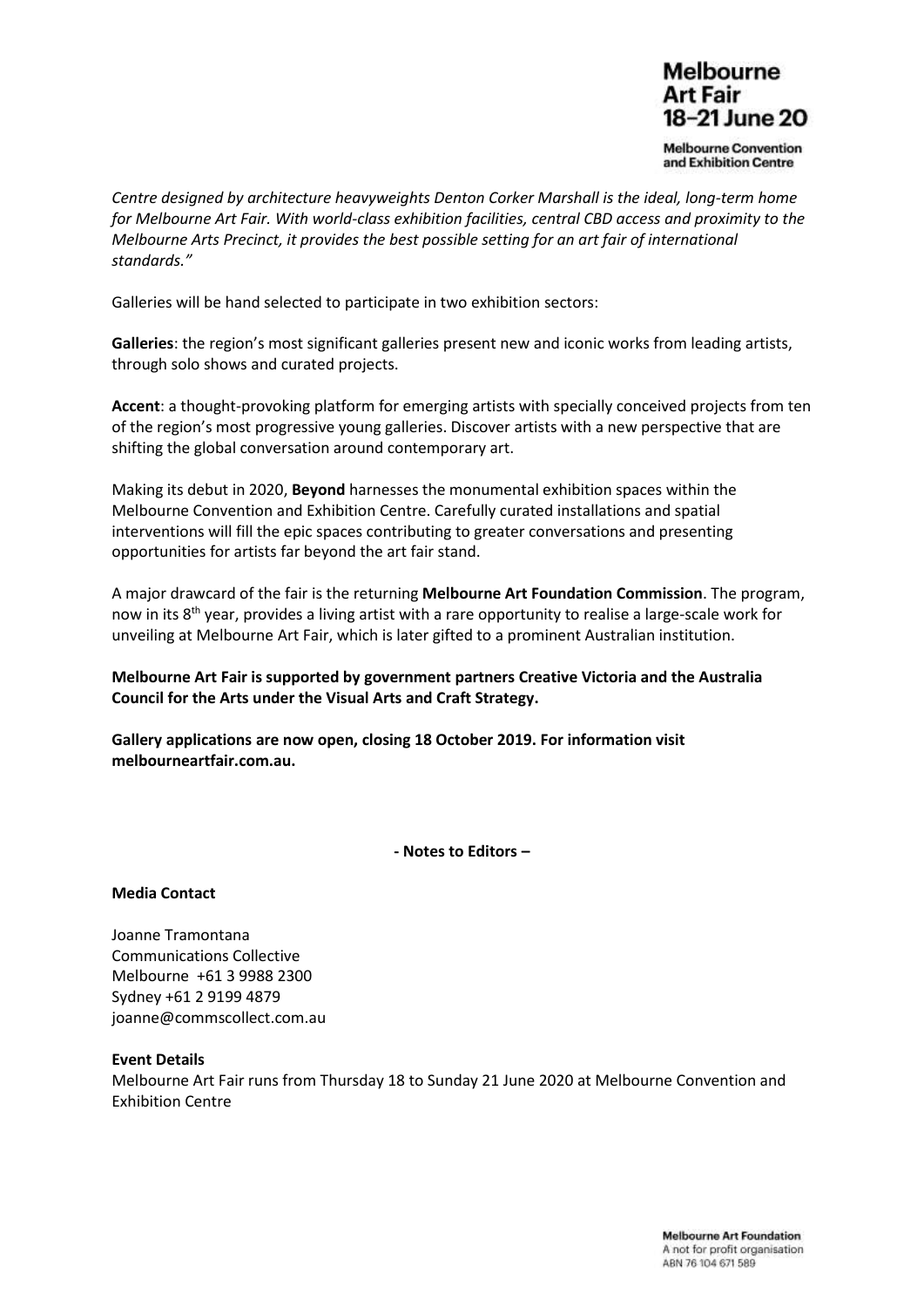*Centre designed by architecture heavyweights Denton Corker Marshall is the ideal, long-term home for Melbourne Art Fair. With world-class exhibition facilities, central CBD access and proximity to the Melbourne Arts Precinct, it provides the best possible setting for an art fair of international standards."*

Galleries will be hand selected to participate in two exhibition sectors:

**Galleries**: the region's most significant galleries present new and iconic works from leading artists, through solo shows and curated projects.

**Accent**: a thought-provoking platform for emerging artists with specially conceived projects from ten of the region's most progressive young galleries. Discover artists with a new perspective that are shifting the global conversation around contemporary art.

Making its debut in 2020, **Beyond** harnesses the monumental exhibition spaces within the Melbourne Convention and Exhibition Centre. Carefully curated installations and spatial interventions will fill the epic spaces contributing to greater conversations and presenting opportunities for artists far beyond the art fair stand.

A major drawcard of the fair is the returning **Melbourne Art Foundation Commission**. The program, now in its 8th year, provides a living artist with a rare opportunity to realise a large-scale work for unveiling at Melbourne Art Fair, which is later gifted to a prominent Australian institution.

**Melbourne Art Fair is supported by government partners Creative Victoria and the Australia Council for the Arts under the Visual Arts and Craft Strategy.**

**Gallery applications are now open, closing 18 October 2019. For information visit melbourneartfair.com.au.**

**- Notes to Editors –**

**Media Contact**

Joanne Tramontana
Communications Collective
Melbourne +61 3 9988 2300
Sydney +61 2 9199 4879
joanne@commscollect.com.au

**Event Details**

Melbourne Art Fair runs from Thursday 18 to Sunday 21 June 2020 at Melbourne Convention and Exhibition Centre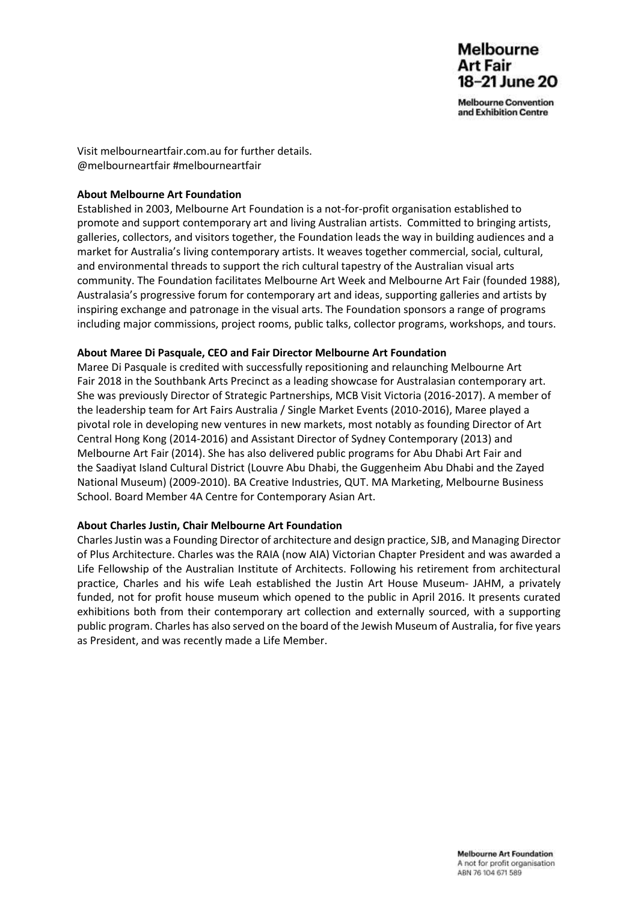Visit melbourneartfair.com.au for further details.
@melbourneartfair #melbourneartfair

**About Melbourne Art Foundation**

Established in 2003, Melbourne Art Foundation is a not-for-profit organisation established to promote and support contemporary art and living Australian artists. Committed to bringing artists, galleries, collectors, and visitors together, the Foundation leads the way in building audiences and a market for Australia's living contemporary artists. It weaves together commercial, social, cultural, and environmental threads to support the rich cultural tapestry of the Australian visual arts community. The Foundation facilitates Melbourne Art Week and Melbourne Art Fair (founded 1988), Australasia's progressive forum for contemporary art and ideas, supporting galleries and artists by inspiring exchange and patronage in the visual arts. The Foundation sponsors a range of programs including major commissions, project rooms, public talks, collector programs, workshops, and tours.

**About Maree Di Pasquale, CEO and Fair Director Melbourne Art Foundation**

Maree Di Pasquale is credited with successfully repositioning and relaunching Melbourne Art Fair 2018 in the Southbank Arts Precinct as a leading showcase for Australasian contemporary art. She was previously Director of Strategic Partnerships, MCB Visit Victoria (2016-2017). A member of the leadership team for Art Fairs Australia / Single Market Events (2010-2016), Maree played a pivotal role in developing new ventures in new markets, most notably as founding Director of Art Central Hong Kong (2014-2016) and Assistant Director of Sydney Contemporary (2013) and Melbourne Art Fair (2014). She has also delivered public programs for Abu Dhabi Art Fair and the Saadiyat Island Cultural District (Louvre Abu Dhabi, the Guggenheim Abu Dhabi and the Zayed National Museum) (2009-2010). BA Creative Industries, QUT. MA Marketing, Melbourne Business School. Board Member 4A Centre for Contemporary Asian Art.

**About Charles Justin, Chair Melbourne Art Foundation**

Charles Justin was a Founding Director of architecture and design practice, SJB, and Managing Director of Plus Architecture. Charles was the RAIA (now AIA) Victorian Chapter President and was awarded a Life Fellowship of the Australian Institute of Architects. Following his retirement from architectural practice, Charles and his wife Leah established the Justin Art House Museum- JAHM, a privately funded, not for profit house museum which opened to the public in April 2016. It presents curated exhibitions both from their contemporary art collection and externally sourced, with a supporting public program. Charles has also served on the board of the Jewish Museum of Australia, for five years as President, and was recently made a Life Member.